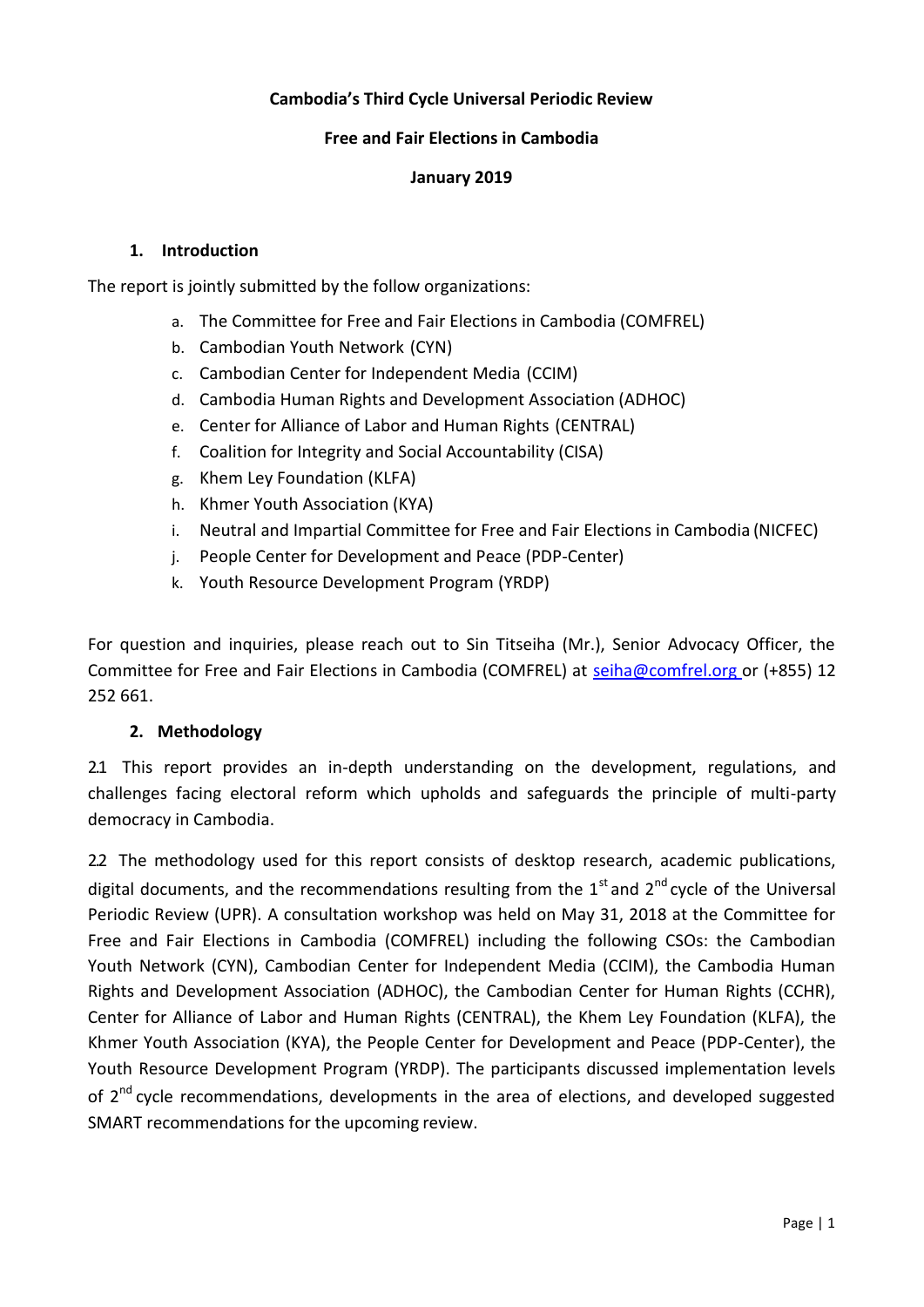**Cambodia's Third Cycle Universal Periodic Review**

**Free and Fair Elections in Cambodia**

**January 2019**

## 1. Introduction

The report is jointly submitted by the follow organizations:

a. The Committee for Free and Fair Elections in Cambodia (COMFREL)
b. Cambodian Youth Network (CYN)
c. Cambodian Center for Independent Media (CCIM)
d. Cambodia Human Rights and Development Association (ADHOC)
e. Center for Alliance of Labor and Human Rights (CENTRAL)
f. Coalition for Integrity and Social Accountability (CISA)
g. Khem Ley Foundation (KLFA)
h. Khmer Youth Association (KYA)
i. Neutral and Impartial Committee for Free and Fair Elections in Cambodia (NICFEC)
j. People Center for Development and Peace (PDP-Center)
k. Youth Resource Development Program (YRDP)

For question and inquiries, please reach out to Sin Titseiha (Mr.), Senior Advocacy Officer, the Committee for Free and Fair Elections in Cambodia (COMFREL) at seiha@comfrel.org or (+855) 12 252 661.

## 2. Methodology

2.1 This report provides an in-depth understanding on the development, regulations, and challenges facing electoral reform which upholds and safeguards the principle of multi-party democracy in Cambodia.

2.2 The methodology used for this report consists of desktop research, academic publications, digital documents, and the recommendations resulting from the 1st and 2nd cycle of the Universal Periodic Review (UPR). A consultation workshop was held on May 31, 2018 at the Committee for Free and Fair Elections in Cambodia (COMFREL) including the following CSOs: the Cambodian Youth Network (CYN), Cambodian Center for Independent Media (CCIM), the Cambodia Human Rights and Development Association (ADHOC), the Cambodian Center for Human Rights (CCHR), Center for Alliance of Labor and Human Rights (CENTRAL), the Khem Ley Foundation (KLFA), the Khmer Youth Association (KYA), the People Center for Development and Peace (PDP-Center), the Youth Resource Development Program (YRDP). The participants discussed implementation levels of 2nd cycle recommendations, developments in the area of elections, and developed suggested SMART recommendations for the upcoming review.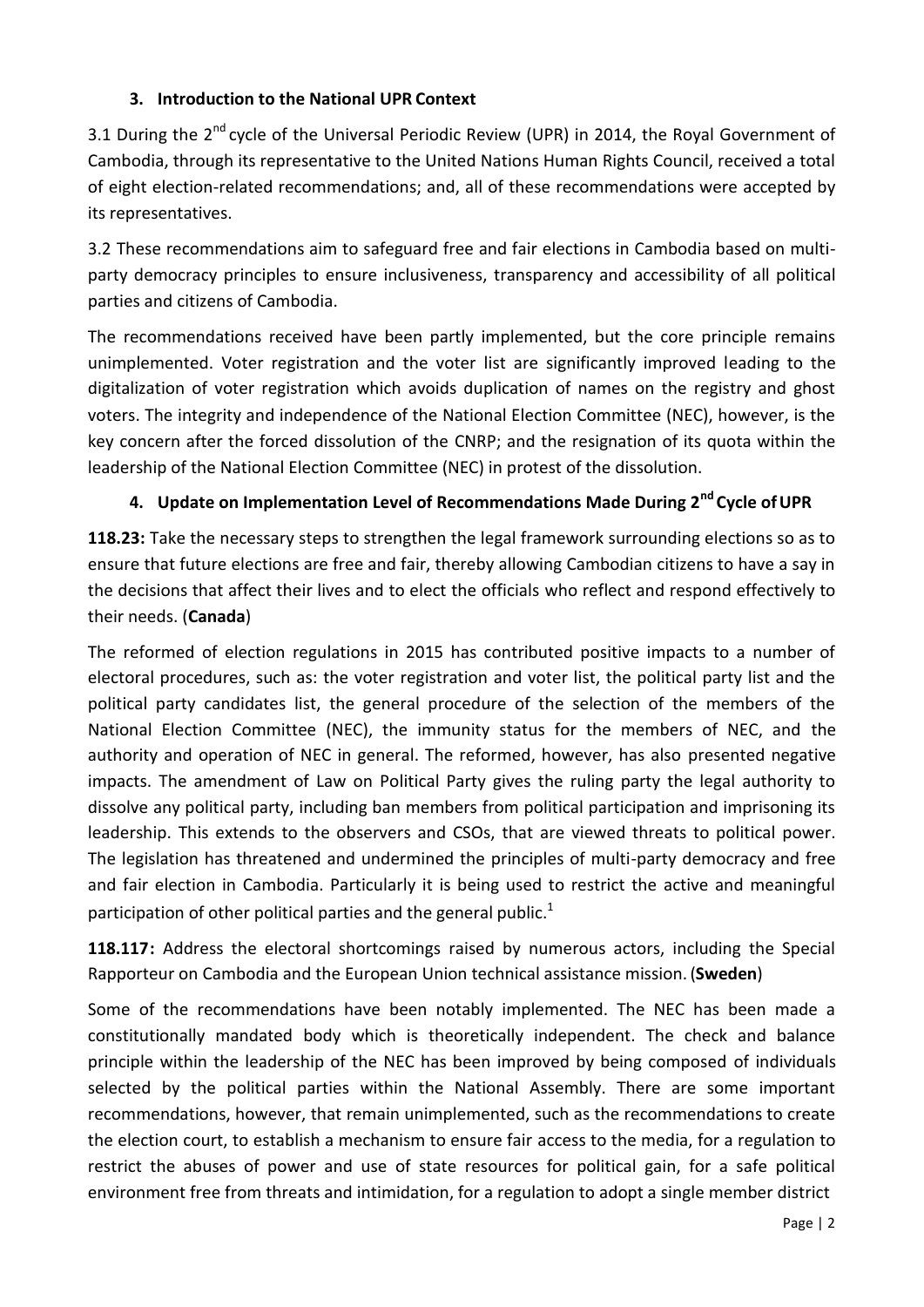## 3. Introduction to the National UPR Context

3.1 During the 2nd cycle of the Universal Periodic Review (UPR) in 2014, the Royal Government of Cambodia, through its representative to the United Nations Human Rights Council, received a total of eight election-related recommendations; and, all of these recommendations were accepted by its representatives.

3.2 These recommendations aim to safeguard free and fair elections in Cambodia based on multi-party democracy principles to ensure inclusiveness, transparency and accessibility of all political parties and citizens of Cambodia.

The recommendations received have been partly implemented, but the core principle remains unimplemented. Voter registration and the voter list are significantly improved leading to the digitalization of voter registration which avoids duplication of names on the registry and ghost voters. The integrity and independence of the National Election Committee (NEC), however, is the key concern after the forced dissolution of the CNRP; and the resignation of its quota within the leadership of the National Election Committee (NEC) in protest of the dissolution.

## 4. Update on Implementation Level of Recommendations Made During 2nd Cycle of UPR

**118.23:** Take the necessary steps to strengthen the legal framework surrounding elections so as to ensure that future elections are free and fair, thereby allowing Cambodian citizens to have a say in the decisions that affect their lives and to elect the officials who reflect and respond effectively to their needs. (**Canada**)

The reformed of election regulations in 2015 has contributed positive impacts to a number of electoral procedures, such as: the voter registration and voter list, the political party list and the political party candidates list, the general procedure of the selection of the members of the National Election Committee (NEC), the immunity status for the members of NEC, and the authority and operation of NEC in general. The reformed, however, has also presented negative impacts. The amendment of Law on Political Party gives the ruling party the legal authority to dissolve any political party, including ban members from political participation and imprisoning its leadership. This extends to the observers and CSOs, that are viewed threats to political power. The legislation has threatened and undermined the principles of multi-party democracy and free and fair election in Cambodia. Particularly it is being used to restrict the active and meaningful participation of other political parties and the general public.[1]

**118.117:** Address the electoral shortcomings raised by numerous actors, including the Special Rapporteur on Cambodia and the European Union technical assistance mission. (**Sweden**)

Some of the recommendations have been notably implemented. The NEC has been made a constitutionally mandated body which is theoretically independent. The check and balance principle within the leadership of the NEC has been improved by being composed of individuals selected by the political parties within the National Assembly. There are some important recommendations, however, that remain unimplemented, such as the recommendations to create the election court, to establish a mechanism to ensure fair access to the media, for a regulation to restrict the abuses of power and use of state resources for political gain, for a safe political environment free from threats and intimidation, for a regulation to adopt a single member district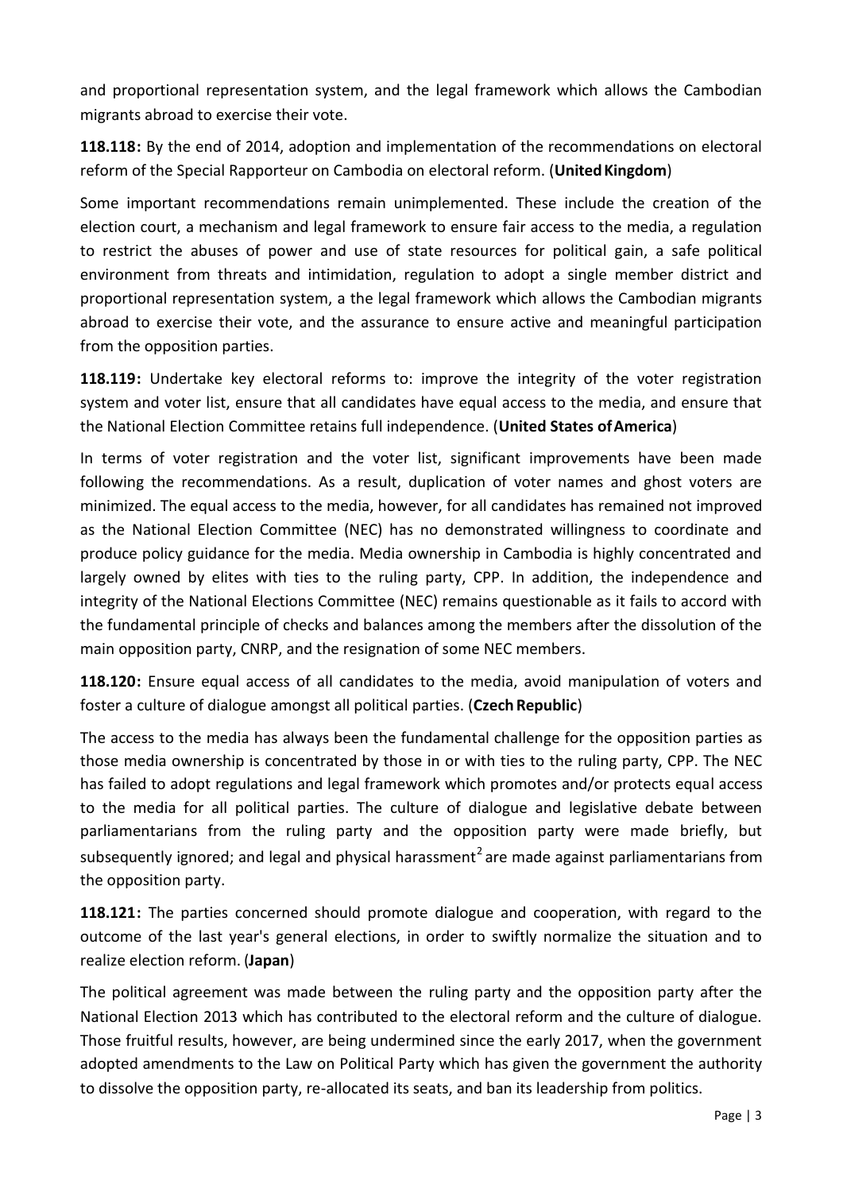and proportional representation system, and the legal framework which allows the Cambodian migrants abroad to exercise their vote.

**118.118:** By the end of 2014, adoption and implementation of the recommendations on electoral reform of the Special Rapporteur on Cambodia on electoral reform. (**United Kingdom**)

Some important recommendations remain unimplemented. These include the creation of the election court, a mechanism and legal framework to ensure fair access to the media, a regulation to restrict the abuses of power and use of state resources for political gain, a safe political environment from threats and intimidation, regulation to adopt a single member district and proportional representation system, a the legal framework which allows the Cambodian migrants abroad to exercise their vote, and the assurance to ensure active and meaningful participation from the opposition parties.

**118.119:** Undertake key electoral reforms to: improve the integrity of the voter registration system and voter list, ensure that all candidates have equal access to the media, and ensure that the National Election Committee retains full independence. (**United States of America**)

In terms of voter registration and the voter list, significant improvements have been made following the recommendations. As a result, duplication of voter names and ghost voters are minimized. The equal access to the media, however, for all candidates has remained not improved as the National Election Committee (NEC) has no demonstrated willingness to coordinate and produce policy guidance for the media. Media ownership in Cambodia is highly concentrated and largely owned by elites with ties to the ruling party, CPP. In addition, the independence and integrity of the National Elections Committee (NEC) remains questionable as it fails to accord with the fundamental principle of checks and balances among the members after the dissolution of the main opposition party, CNRP, and the resignation of some NEC members.

**118.120:** Ensure equal access of all candidates to the media, avoid manipulation of voters and foster a culture of dialogue amongst all political parties. (**Czech Republic**)

The access to the media has always been the fundamental challenge for the opposition parties as those media ownership is concentrated by those in or with ties to the ruling party, CPP. The NEC has failed to adopt regulations and legal framework which promotes and/or protects equal access to the media for all political parties. The culture of dialogue and legislative debate between parliamentarians from the ruling party and the opposition party were made briefly, but subsequently ignored; and legal and physical harassment[2] are made against parliamentarians from the opposition party.

**118.121:** The parties concerned should promote dialogue and cooperation, with regard to the outcome of the last year's general elections, in order to swiftly normalize the situation and to realize election reform. (**Japan**)

The political agreement was made between the ruling party and the opposition party after the National Election 2013 which has contributed to the electoral reform and the culture of dialogue. Those fruitful results, however, are being undermined since the early 2017, when the government adopted amendments to the Law on Political Party which has given the government the authority to dissolve the opposition party, re-allocated its seats, and ban its leadership from politics.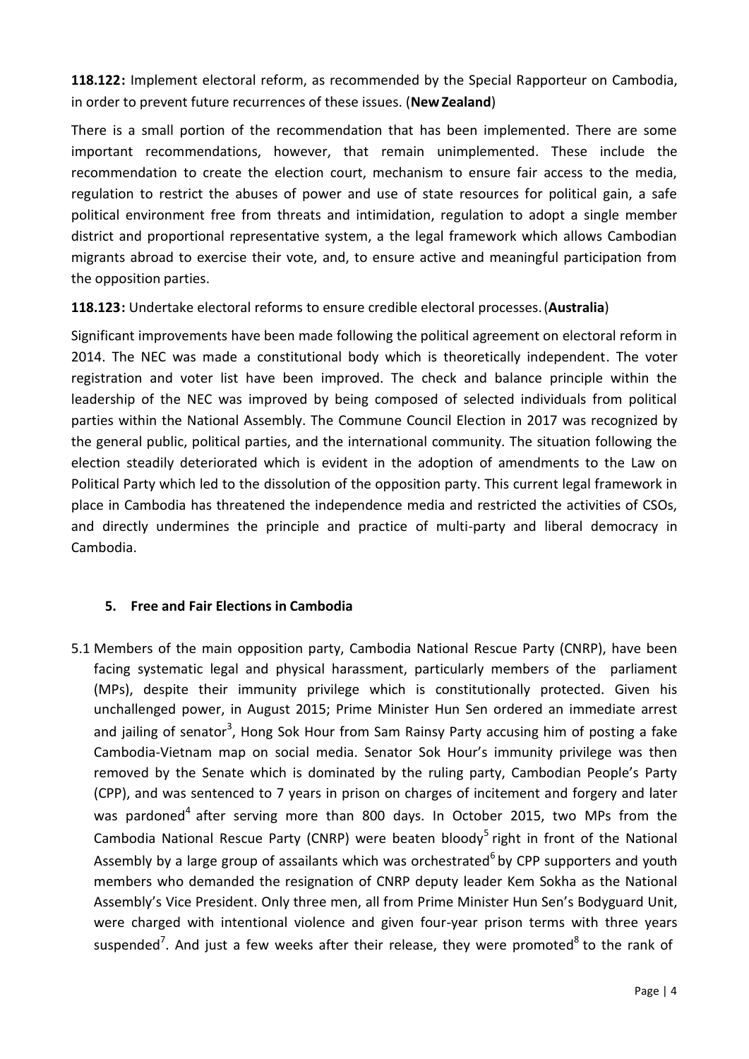**118.122:** Implement electoral reform, as recommended by the Special Rapporteur on Cambodia, in order to prevent future recurrences of these issues. (**New Zealand**)

There is a small portion of the recommendation that has been implemented. There are some important recommendations, however, that remain unimplemented. These include the recommendation to create the election court, mechanism to ensure fair access to the media, regulation to restrict the abuses of power and use of state resources for political gain, a safe political environment free from threats and intimidation, regulation to adopt a single member district and proportional representative system, a the legal framework which allows Cambodian migrants abroad to exercise their vote, and, to ensure active and meaningful participation from the opposition parties.

**118.123:** Undertake electoral reforms to ensure credible electoral processes. (**Australia**)

Significant improvements have been made following the political agreement on electoral reform in 2014. The NEC was made a constitutional body which is theoretically independent. The voter registration and voter list have been improved. The check and balance principle within the leadership of the NEC was improved by being composed of selected individuals from political parties within the National Assembly. The Commune Council Election in 2017 was recognized by the general public, political parties, and the international community. The situation following the election steadily deteriorated which is evident in the adoption of amendments to the Law on Political Party which led to the dissolution of the opposition party. This current legal framework in place in Cambodia has threatened the independence media and restricted the activities of CSOs, and directly undermines the principle and practice of multi-party and liberal democracy in Cambodia.

## 5. Free and Fair Elections in Cambodia

5.1 Members of the main opposition party, Cambodia National Rescue Party (CNRP), have been facing systematic legal and physical harassment, particularly members of the parliament (MPs), despite their immunity privilege which is constitutionally protected. Given his unchallenged power, in August 2015; Prime Minister Hun Sen ordered an immediate arrest and jailing of senator[3], Hong Sok Hour from Sam Rainsy Party accusing him of posting a fake Cambodia-Vietnam map on social media. Senator Sok Hour's immunity privilege was then removed by the Senate which is dominated by the ruling party, Cambodian People's Party (CPP), and was sentenced to 7 years in prison on charges of incitement and forgery and later was pardoned[4] after serving more than 800 days. In October 2015, two MPs from the Cambodia National Rescue Party (CNRP) were beaten bloody[5] right in front of the National Assembly by a large group of assailants which was orchestrated[6] by CPP supporters and youth members who demanded the resignation of CNRP deputy leader Kem Sokha as the National Assembly's Vice President. Only three men, all from Prime Minister Hun Sen's Bodyguard Unit, were charged with intentional violence and given four-year prison terms with three years suspended[7]. And just a few weeks after their release, they were promoted[8] to the rank of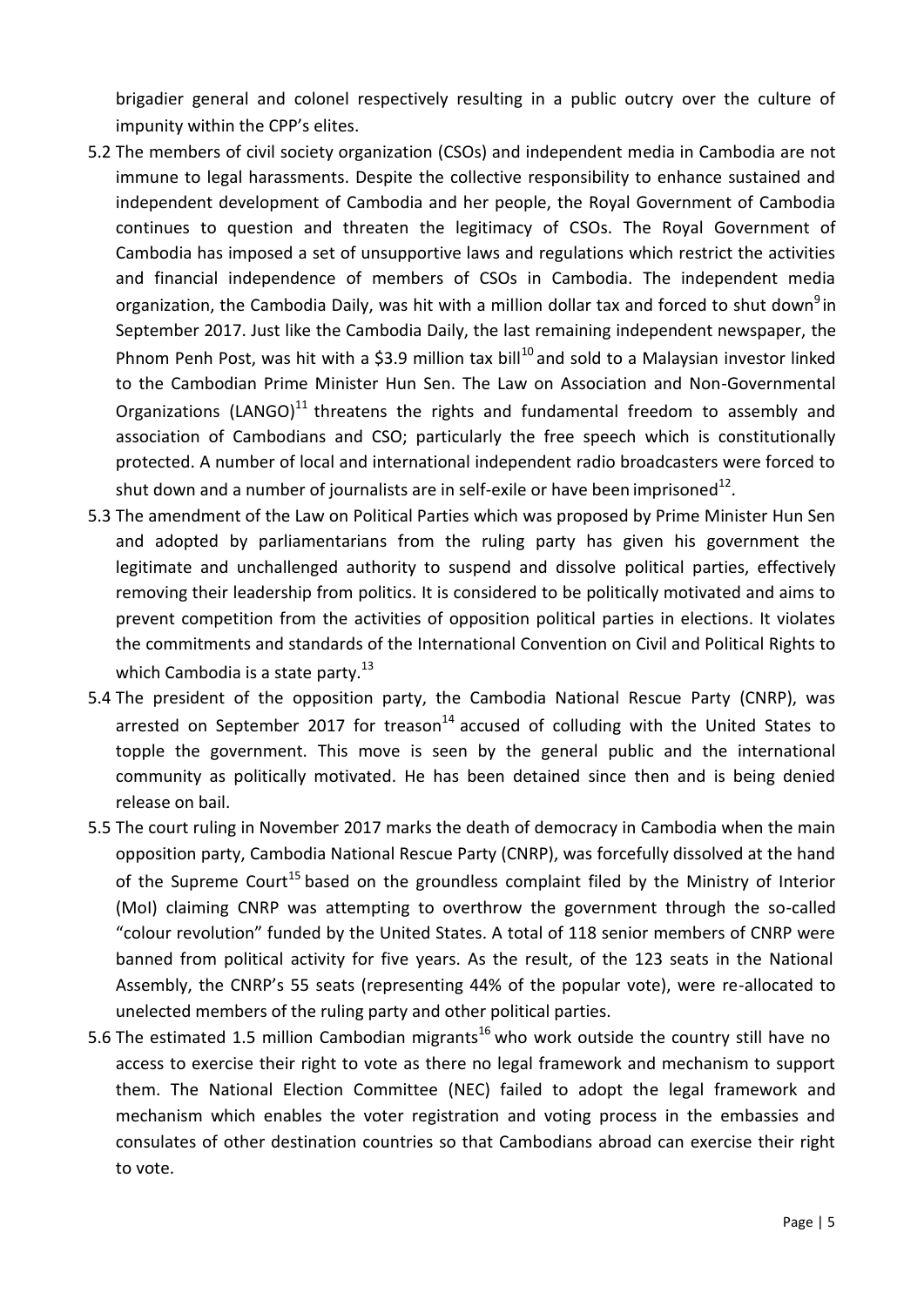brigadier general and colonel respectively resulting in a public outcry over the culture of impunity within the CPP's elites.

5.2 The members of civil society organization (CSOs) and independent media in Cambodia are not immune to legal harassments. Despite the collective responsibility to enhance sustained and independent development of Cambodia and her people, the Royal Government of Cambodia continues to question and threaten the legitimacy of CSOs. The Royal Government of Cambodia has imposed a set of unsupportive laws and regulations which restrict the activities and financial independence of members of CSOs in Cambodia. The independent media organization, the Cambodia Daily, was hit with a million dollar tax and forced to shut down[9] in September 2017. Just like the Cambodia Daily, the last remaining independent newspaper, the Phnom Penh Post, was hit with a $3.9 million tax bill[10] and sold to a Malaysian investor linked to the Cambodian Prime Minister Hun Sen. The Law on Association and Non-Governmental Organizations (LANGO)[11] threatens the rights and fundamental freedom to assembly and association of Cambodians and CSO; particularly the free speech which is constitutionally protected. A number of local and international independent radio broadcasters were forced to shut down and a number of journalists are in self-exile or have been imprisoned[12].

5.3 The amendment of the Law on Political Parties which was proposed by Prime Minister Hun Sen and adopted by parliamentarians from the ruling party has given his government the legitimate and unchallenged authority to suspend and dissolve political parties, effectively removing their leadership from politics. It is considered to be politically motivated and aims to prevent competition from the activities of opposition political parties in elections. It violates the commitments and standards of the International Convention on Civil and Political Rights to which Cambodia is a state party.[13]

5.4 The president of the opposition party, the Cambodia National Rescue Party (CNRP), was arrested on September 2017 for treason[14] accused of colluding with the United States to topple the government. This move is seen by the general public and the international community as politically motivated. He has been detained since then and is being denied release on bail.

5.5 The court ruling in November 2017 marks the death of democracy in Cambodia when the main opposition party, Cambodia National Rescue Party (CNRP), was forcefully dissolved at the hand of the Supreme Court[15] based on the groundless complaint filed by the Ministry of Interior (MoI) claiming CNRP was attempting to overthrow the government through the so-called "colour revolution" funded by the United States. A total of 118 senior members of CNRP were banned from political activity for five years. As the result, of the 123 seats in the National Assembly, the CNRP's 55 seats (representing 44% of the popular vote), were re-allocated to unelected members of the ruling party and other political parties.

5.6 The estimated 1.5 million Cambodian migrants[16] who work outside the country still have no access to exercise their right to vote as there no legal framework and mechanism to support them. The National Election Committee (NEC) failed to adopt the legal framework and mechanism which enables the voter registration and voting process in the embassies and consulates of other destination countries so that Cambodians abroad can exercise their right to vote.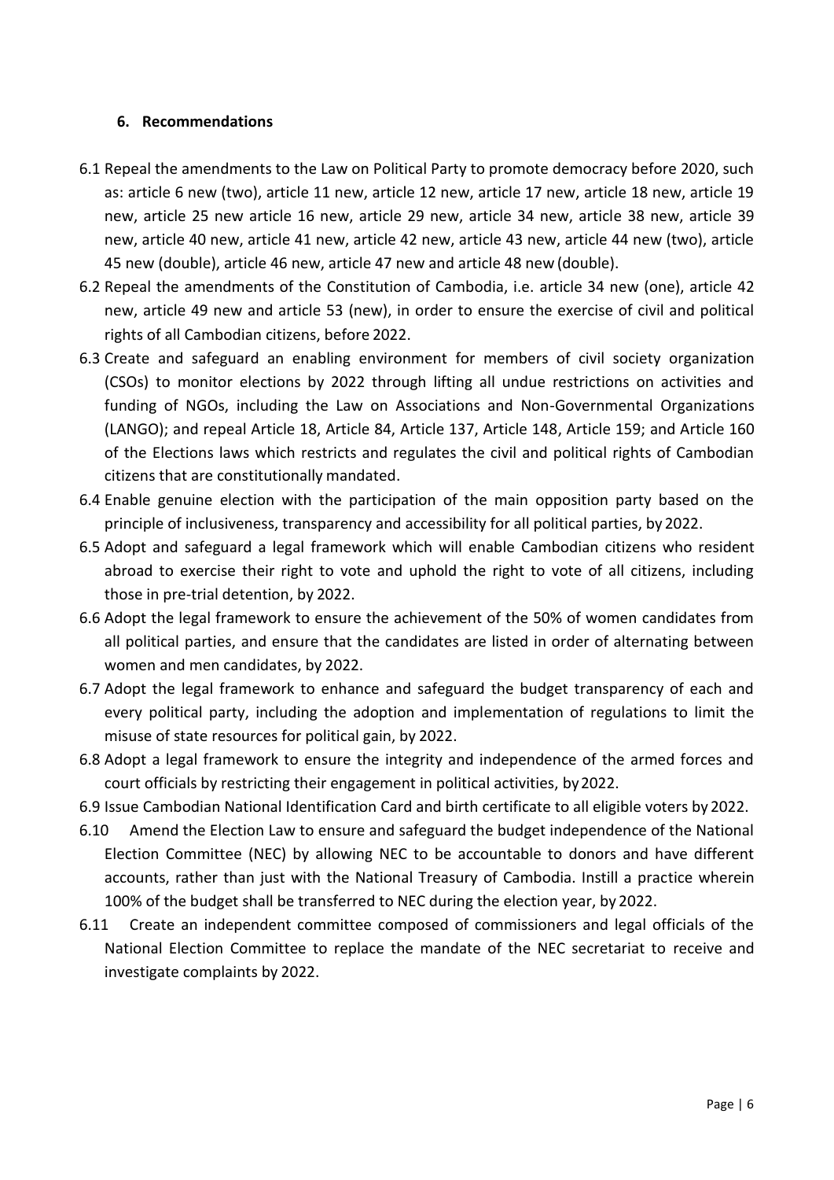## 6. Recommendations

6.1 Repeal the amendments to the Law on Political Party to promote democracy before 2020, such as: article 6 new (two), article 11 new, article 12 new, article 17 new, article 18 new, article 19 new, article 25 new article 16 new, article 29 new, article 34 new, article 38 new, article 39 new, article 40 new, article 41 new, article 42 new, article 43 new, article 44 new (two), article 45 new (double), article 46 new, article 47 new and article 48 new (double).

6.2 Repeal the amendments of the Constitution of Cambodia, i.e. article 34 new (one), article 42 new, article 49 new and article 53 (new), in order to ensure the exercise of civil and political rights of all Cambodian citizens, before 2022.

6.3 Create and safeguard an enabling environment for members of civil society organization (CSOs) to monitor elections by 2022 through lifting all undue restrictions on activities and funding of NGOs, including the Law on Associations and Non-Governmental Organizations (LANGO); and repeal Article 18, Article 84, Article 137, Article 148, Article 159; and Article 160 of the Elections laws which restricts and regulates the civil and political rights of Cambodian citizens that are constitutionally mandated.

6.4 Enable genuine election with the participation of the main opposition party based on the principle of inclusiveness, transparency and accessibility for all political parties, by 2022.

6.5 Adopt and safeguard a legal framework which will enable Cambodian citizens who resident abroad to exercise their right to vote and uphold the right to vote of all citizens, including those in pre-trial detention, by 2022.

6.6 Adopt the legal framework to ensure the achievement of the 50% of women candidates from all political parties, and ensure that the candidates are listed in order of alternating between women and men candidates, by 2022.

6.7 Adopt the legal framework to enhance and safeguard the budget transparency of each and every political party, including the adoption and implementation of regulations to limit the misuse of state resources for political gain, by 2022.

6.8 Adopt a legal framework to ensure the integrity and independence of the armed forces and court officials by restricting their engagement in political activities, by 2022.

6.9 Issue Cambodian National Identification Card and birth certificate to all eligible voters by 2022.

6.10 Amend the Election Law to ensure and safeguard the budget independence of the National Election Committee (NEC) by allowing NEC to be accountable to donors and have different accounts, rather than just with the National Treasury of Cambodia. Instill a practice wherein 100% of the budget shall be transferred to NEC during the election year, by 2022.

6.11 Create an independent committee composed of commissioners and legal officials of the National Election Committee to replace the mandate of the NEC secretariat to receive and investigate complaints by 2022.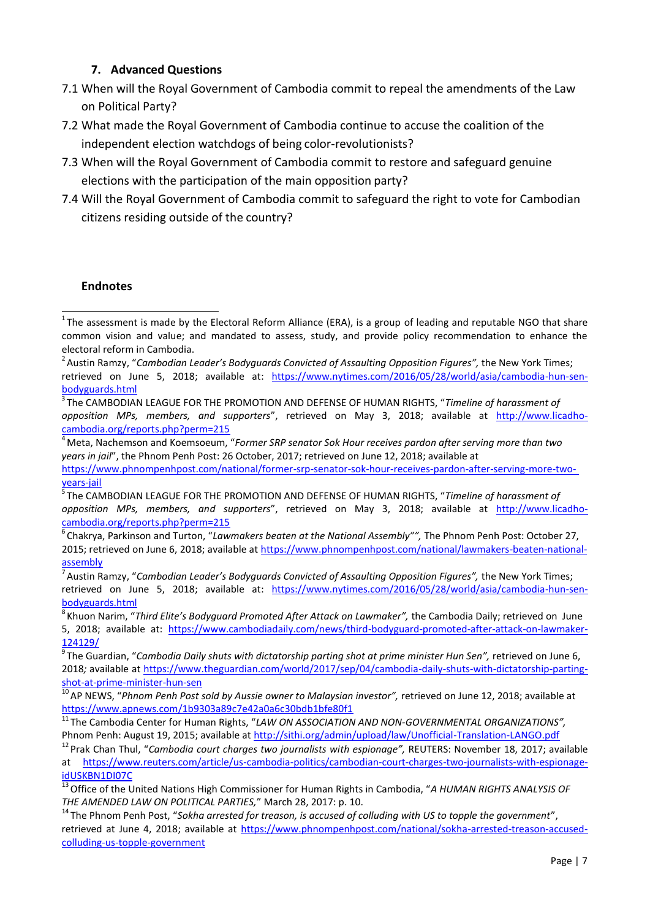### 7. Advanced Questions

7.1 When will the Royal Government of Cambodia commit to repeal the amendments of the Law on Political Party?

7.2 What made the Royal Government of Cambodia continue to accuse the coalition of the independent election watchdogs of being color-revolutionists?

7.3 When will the Royal Government of Cambodia commit to restore and safeguard genuine elections with the participation of the main opposition party?

7.4 Will the Royal Government of Cambodia commit to safeguard the right to vote for Cambodian citizens residing outside of the country?

### Endnotes

[1] The assessment is made by the Electoral Reform Alliance (ERA), is a group of leading and reputable NGO that share common vision and value; and mandated to assess, study, and provide policy recommendation to enhance the electoral reform in Cambodia.

[2] Austin Ramzy, "*Cambodian Leader's Bodyguards Convicted of Assaulting Opposition Figures",* the New York Times; retrieved on June 5, 2018; available at: https://www.nytimes.com/2016/05/28/world/asia/cambodia-hun-sen-bodyguards.html

[3] The CAMBODIAN LEAGUE FOR THE PROMOTION AND DEFENSE OF HUMAN RIGHTS, "*Timeline of harassment of opposition MPs, members, and supporters*", retrieved on May 3, 2018; available at http://www.licadho-cambodia.org/reports.php?perm=215

[4] Meta, Nachemson and Koemsoeum, "*Former SRP senator Sok Hour receives pardon after serving more than two years in jail*", the Phnom Penh Post: 26 October, 2017; retrieved on June 12, 2018; available at https://www.phnompenhpost.com/national/former-srp-senator-sok-hour-receives-pardon-after-serving-more-two-years-jail

[5] The CAMBODIAN LEAGUE FOR THE PROMOTION AND DEFENSE OF HUMAN RIGHTS, "*Timeline of harassment of opposition MPs, members, and supporters*", retrieved on May 3, 2018; available at http://www.licadho-cambodia.org/reports.php?perm=215

[6] Chakrya, Parkinson and Turton, "*Lawmakers beaten at the National Assembly*"", The Phnom Penh Post: October 27, 2015; retrieved on June 6, 2018; available at https://www.phnompenhpost.com/national/lawmakers-beaten-national-assembly

[7] Austin Ramzy, "*Cambodian Leader's Bodyguards Convicted of Assaulting Opposition Figures",* the New York Times; retrieved on June 5, 2018; available at: https://www.nytimes.com/2016/05/28/world/asia/cambodia-hun-sen-bodyguards.html

[8] Khuon Narim, "*Third Elite's Bodyguard Promoted After Attack on Lawmaker",* the Cambodia Daily; retrieved on June 5, 2018; available at: https://www.cambodiadaily.com/news/third-bodyguard-promoted-after-attack-on-lawmaker-124129/

[9] The Guardian, "*Cambodia Daily shuts with dictatorship parting shot at prime minister Hun Sen",* retrieved on June 6, 2018*;* available at https://www.theguardian.com/world/2017/sep/04/cambodia-daily-shuts-with-dictatorship-parting-shot-at-prime-minister-hun-sen

[10] AP NEWS, "*Phnom Penh Post sold by Aussie owner to Malaysian investor",* retrieved on June 12, 2018; available at https://www.apnews.com/1b9303a89c7e42a0a6c30bdb1bfe80f1

[11] The Cambodia Center for Human Rights, "*LAW ON ASSOCIATION AND NON-GOVERNMENTAL ORGANIZATIONS",* Phnom Penh: August 19, 2015; available at http://sithi.org/admin/upload/law/Unofficial-Translation-LANGO.pdf

[12] Prak Chan Thul, "*Cambodia court charges two journalists with espionage",* REUTERS: November 18, 2017; available at https://www.reuters.com/article/us-cambodia-politics/cambodian-court-charges-two-journalists-with-espionage-idUSKBN1DI07C

[13] Office of the United Nations High Commissioner for Human Rights in Cambodia, "*A HUMAN RIGHTS ANALYSIS OF THE AMENDED LAW ON POLITICAL PARTIES,*" March 28, 2017: p. 10.

[14] The Phnom Penh Post, "*Sokha arrested for treason, is accused of colluding with US to topple the government*", retrieved at June 4, 2018; available at https://www.phnompenhpost.com/national/sokha-arrested-treason-accused-colluding-us-topple-government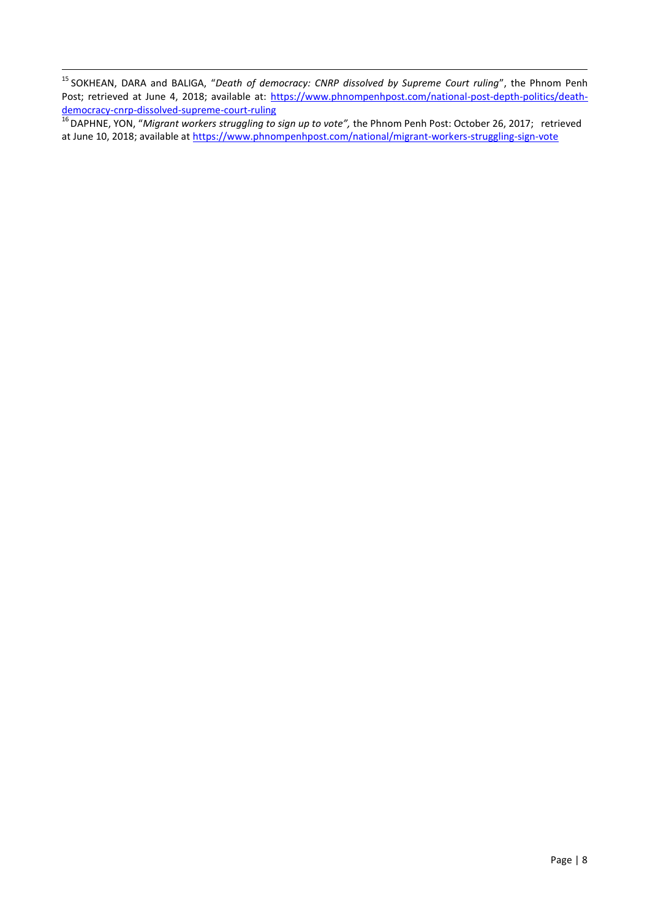[15] SOKHEAN, DARA and BALIGA, "*Death of democracy: CNRP dissolved by Supreme Court ruling*", the Phnom Penh Post; retrieved at June 4, 2018; available at: https://www.phnompenhpost.com/national-post-depth-politics/death-democracy-cnrp-dissolved-supreme-court-ruling

[16] DAPHNE, YON, "*Migrant workers struggling to sign up to vote",* the Phnom Penh Post: October 26, 2017; retrieved at June 10, 2018; available at https://www.phnompenhpost.com/national/migrant-workers-struggling-sign-vote